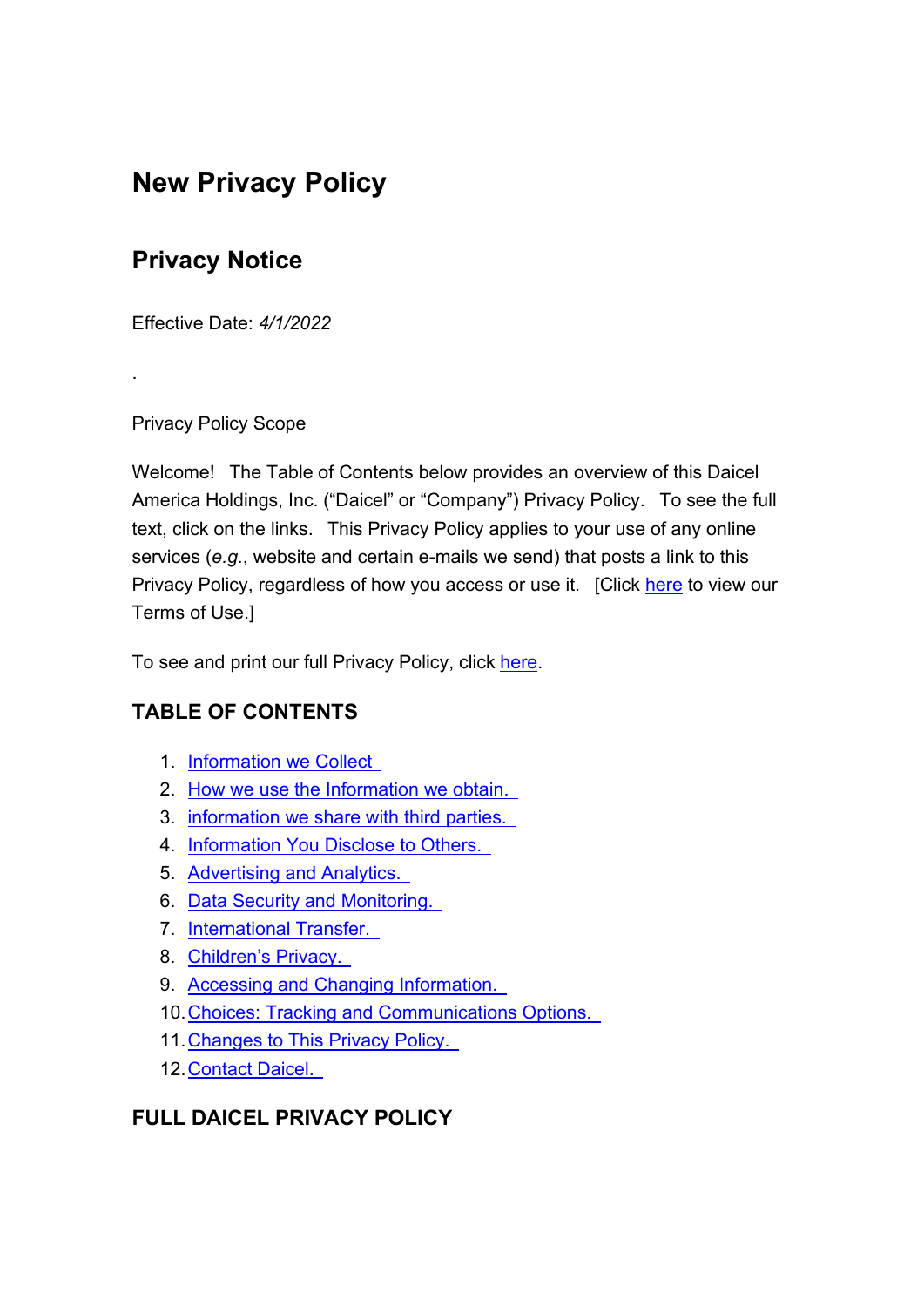# New Privacy Policy

## Privacy Notice

Effective Date: *4/1/2022*

.

Privacy Policy Scope

Welcome! The Table of Contents below provides an overview of this Daicel America Holdings, Inc. ("Daicel" or "Company") Privacy Policy. To see the full text, click on the links. This Privacy Policy applies to your use of any online services (*e.g.*, website and certain e-mails we send) that posts a link to this Privacy Policy, regardless of how you access or use it. [Click here to view our Terms of Use.]

To see and print our full Privacy Policy, click here.

### TABLE OF CONTENTS

1. Information we Collect
2. How we use the Information we obtain.
3. information we share with third parties.
4. Information You Disclose to Others.
5. Advertising and Analytics.
6. Data Security and Monitoring.
7. International Transfer.
8. Children's Privacy.
9. Accessing and Changing Information.
10. Choices: Tracking and Communications Options.
11. Changes to This Privacy Policy.
12. Contact Daicel.

### FULL DAICEL PRIVACY POLICY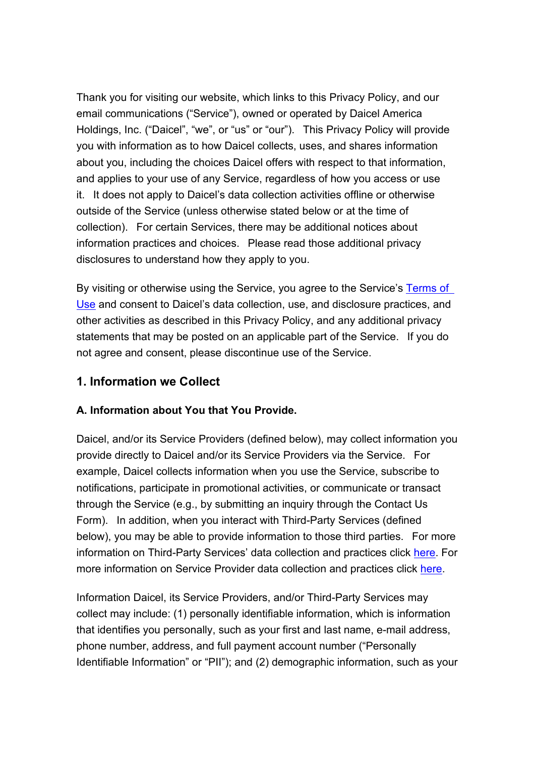Thank you for visiting our website, which links to this Privacy Policy, and our email communications ("Service"), owned or operated by Daicel America Holdings, Inc. ("Daicel", "we", or "us" or "our"). This Privacy Policy will provide you with information as to how Daicel collects, uses, and shares information about you, including the choices Daicel offers with respect to that information, and applies to your use of any Service, regardless of how you access or use it. It does not apply to Daicel's data collection activities offline or otherwise outside of the Service (unless otherwise stated below or at the time of collection). For certain Services, there may be additional notices about information practices and choices. Please read those additional privacy disclosures to understand how they apply to you.

By visiting or otherwise using the Service, you agree to the Service's Terms of Use and consent to Daicel's data collection, use, and disclosure practices, and other activities as described in this Privacy Policy, and any additional privacy statements that may be posted on an applicable part of the Service. If you do not agree and consent, please discontinue use of the Service.

## 1. Information we Collect

### A. Information about You that You Provide.

Daicel, and/or its Service Providers (defined below), may collect information you provide directly to Daicel and/or its Service Providers via the Service. For example, Daicel collects information when you use the Service, subscribe to notifications, participate in promotional activities, or communicate or transact through the Service (e.g., by submitting an inquiry through the Contact Us Form). In addition, when you interact with Third-Party Services (defined below), you may be able to provide information to those third parties. For more information on Third-Party Services' data collection and practices click here. For more information on Service Provider data collection and practices click here.

Information Daicel, its Service Providers, and/or Third-Party Services may collect may include: (1) personally identifiable information, which is information that identifies you personally, such as your first and last name, e-mail address, phone number, address, and full payment account number ("Personally Identifiable Information" or "PII"); and (2) demographic information, such as your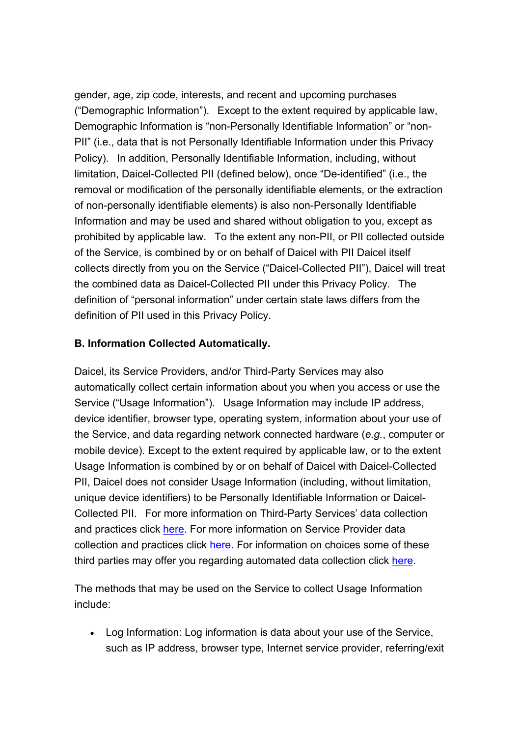gender, age, zip code, interests, and recent and upcoming purchases (“Demographic Information”). Except to the extent required by applicable law, Demographic Information is “non-Personally Identifiable Information” or “non-PII” (i.e., data that is not Personally Identifiable Information under this Privacy Policy). In addition, Personally Identifiable Information, including, without limitation, Daicel-Collected PII (defined below), once “De-identified” (i.e., the removal or modification of the personally identifiable elements, or the extraction of non-personally identifiable elements) is also non-Personally Identifiable Information and may be used and shared without obligation to you, except as prohibited by applicable law. To the extent any non-PII, or PII collected outside of the Service, is combined by or on behalf of Daicel with PII Daicel itself collects directly from you on the Service (“Daicel-Collected PII”), Daicel will treat the combined data as Daicel-Collected PII under this Privacy Policy. The definition of “personal information” under certain state laws differs from the definition of PII used in this Privacy Policy.

**B. Information Collected Automatically.**

Daicel, its Service Providers, and/or Third-Party Services may also automatically collect certain information about you when you access or use the Service (“Usage Information”). Usage Information may include IP address, device identifier, browser type, operating system, information about your use of the Service, and data regarding network connected hardware (*e.g.*, computer or mobile device). Except to the extent required by applicable law, or to the extent Usage Information is combined by or on behalf of Daicel with Daicel-Collected PII, Daicel does not consider Usage Information (including, without limitation, unique device identifiers) to be Personally Identifiable Information or Daicel-Collected PII. For more information on Third-Party Services’ data collection and practices click here. For more information on Service Provider data collection and practices click here. For information on choices some of these third parties may offer you regarding automated data collection click here.

The methods that may be used on the Service to collect Usage Information include:

- Log Information: Log information is data about your use of the Service, such as IP address, browser type, Internet service provider, referring/exit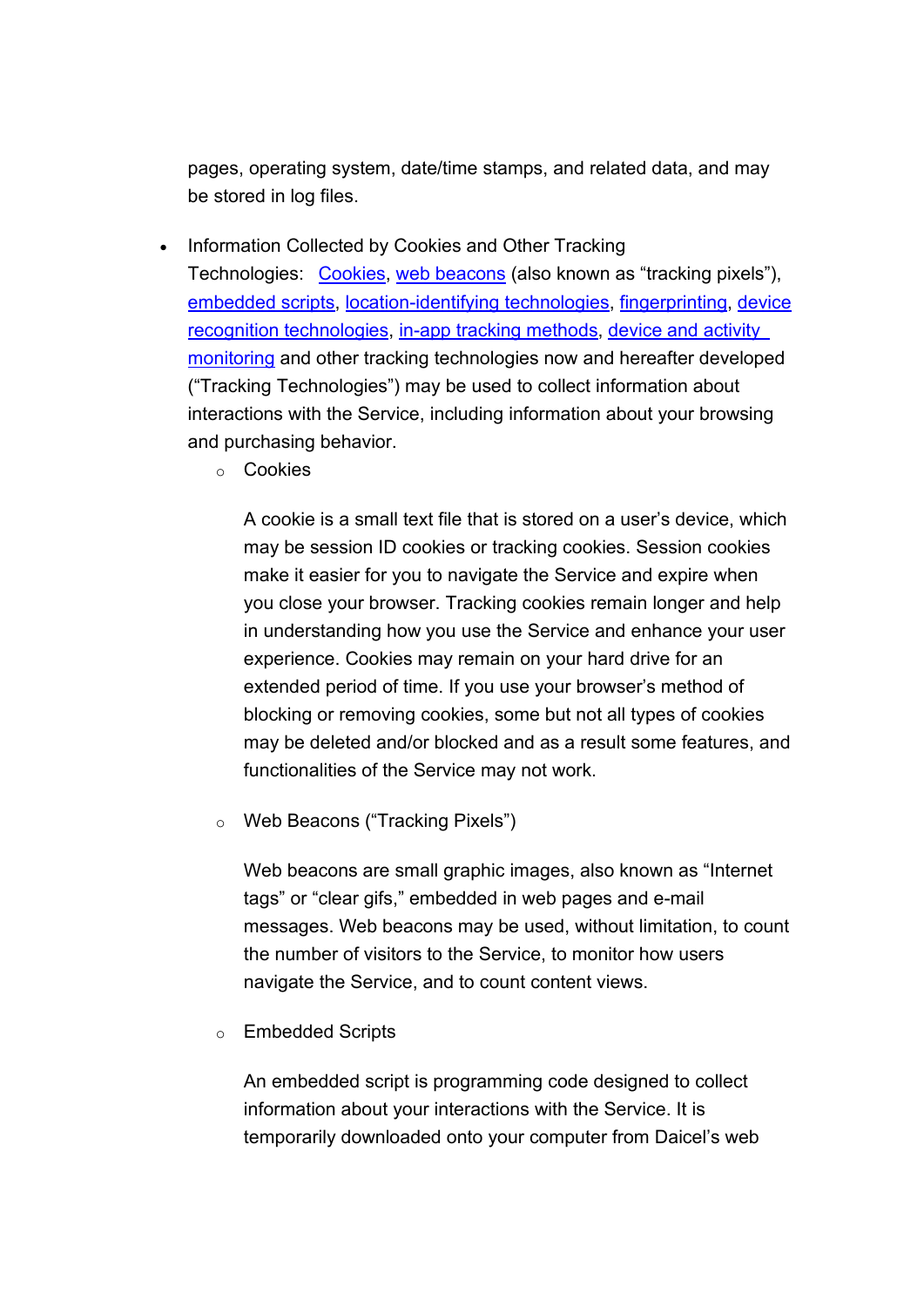pages, operating system, date/time stamps, and related data, and may be stored in log files.

- Information Collected by Cookies and Other Tracking Technologies: Cookies, web beacons (also known as "tracking pixels"), embedded scripts, location-identifying technologies, fingerprinting, device recognition technologies, in-app tracking methods, device and activity monitoring and other tracking technologies now and hereafter developed ("Tracking Technologies") may be used to collect information about interactions with the Service, including information about your browsing and purchasing behavior.
  - Cookies

    A cookie is a small text file that is stored on a user's device, which may be session ID cookies or tracking cookies. Session cookies make it easier for you to navigate the Service and expire when you close your browser. Tracking cookies remain longer and help in understanding how you use the Service and enhance your user experience. Cookies may remain on your hard drive for an extended period of time. If you use your browser's method of blocking or removing cookies, some but not all types of cookies may be deleted and/or blocked and as a result some features, and functionalities of the Service may not work.

  - Web Beacons ("Tracking Pixels")

    Web beacons are small graphic images, also known as "Internet tags" or "clear gifs," embedded in web pages and e-mail messages. Web beacons may be used, without limitation, to count the number of visitors to the Service, to monitor how users navigate the Service, and to count content views.

  - Embedded Scripts

    An embedded script is programming code designed to collect information about your interactions with the Service. It is temporarily downloaded onto your computer from Daicel's web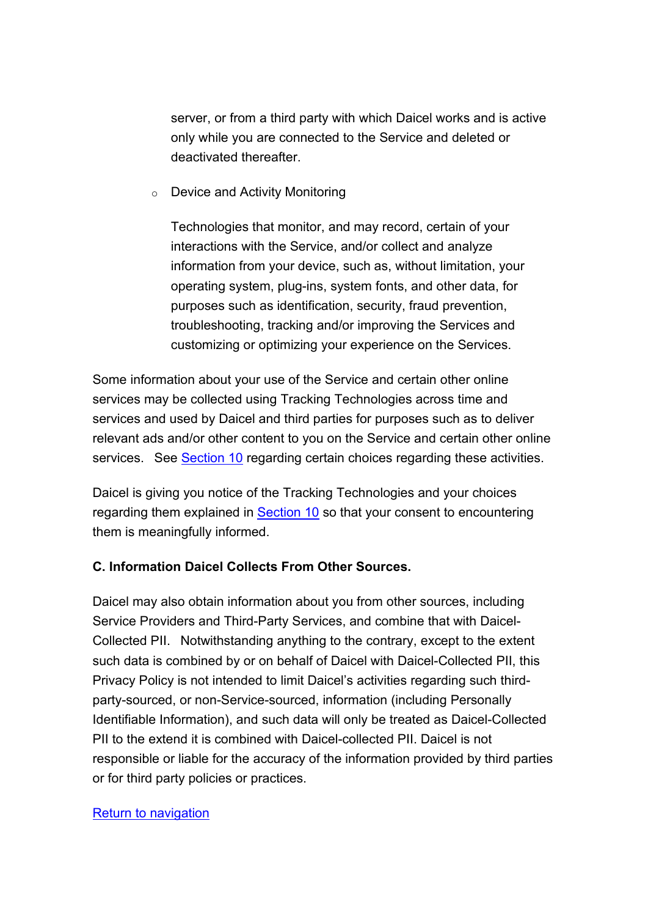server, or from a third party with which Daicel works and is active only while you are connected to the Service and deleted or deactivated thereafter.

- Device and Activity Monitoring

  Technologies that monitor, and may record, certain of your interactions with the Service, and/or collect and analyze information from your device, such as, without limitation, your operating system, plug-ins, system fonts, and other data, for purposes such as identification, security, fraud prevention, troubleshooting, tracking and/or improving the Services and customizing or optimizing your experience on the Services.

Some information about your use of the Service and certain other online services may be collected using Tracking Technologies across time and services and used by Daicel and third parties for purposes such as to deliver relevant ads and/or other content to you on the Service and certain other online services. See Section 10 regarding certain choices regarding these activities.

Daicel is giving you notice of the Tracking Technologies and your choices regarding them explained in Section 10 so that your consent to encountering them is meaningfully informed.

**C. Information Daicel Collects From Other Sources.**

Daicel may also obtain information about you from other sources, including Service Providers and Third-Party Services, and combine that with Daicel-Collected PII. Notwithstanding anything to the contrary, except to the extent such data is combined by or on behalf of Daicel with Daicel-Collected PII, this Privacy Policy is not intended to limit Daicel's activities regarding such third-party-sourced, or non-Service-sourced, information (including Personally Identifiable Information), and such data will only be treated as Daicel-Collected PII to the extend it is combined with Daicel-collected PII. Daicel is not responsible or liable for the accuracy of the information provided by third parties or for third party policies or practices.

Return to navigation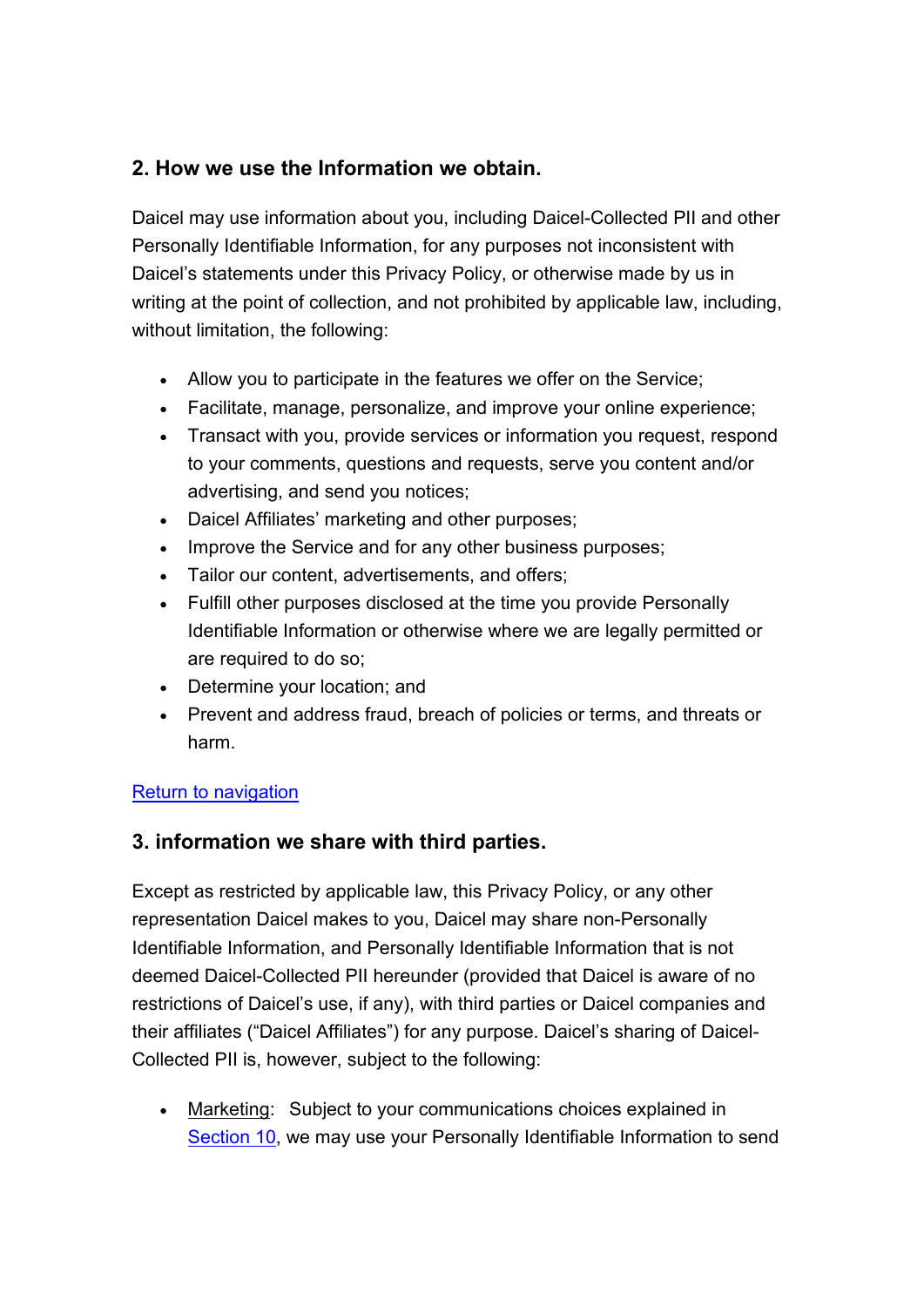## 2. How we use the Information we obtain.

Daicel may use information about you, including Daicel-Collected PII and other Personally Identifiable Information, for any purposes not inconsistent with Daicel's statements under this Privacy Policy, or otherwise made by us in writing at the point of collection, and not prohibited by applicable law, including, without limitation, the following:

- Allow you to participate in the features we offer on the Service;
- Facilitate, manage, personalize, and improve your online experience;
- Transact with you, provide services or information you request, respond to your comments, questions and requests, serve you content and/or advertising, and send you notices;
- Daicel Affiliates' marketing and other purposes;
- Improve the Service and for any other business purposes;
- Tailor our content, advertisements, and offers;
- Fulfill other purposes disclosed at the time you provide Personally Identifiable Information or otherwise where we are legally permitted or are required to do so;
- Determine your location; and
- Prevent and address fraud, breach of policies or terms, and threats or harm.

[Return to navigation]

## 3. information we share with third parties.

Except as restricted by applicable law, this Privacy Policy, or any other representation Daicel makes to you, Daicel may share non-Personally Identifiable Information, and Personally Identifiable Information that is not deemed Daicel-Collected PII hereunder (provided that Daicel is aware of no restrictions of Daicel's use, if any), with third parties or Daicel companies and their affiliates ("Daicel Affiliates") for any purpose. Daicel's sharing of Daicel-Collected PII is, however, subject to the following:

- Marketing: Subject to your communications choices explained in [Section 10], we may use your Personally Identifiable Information to send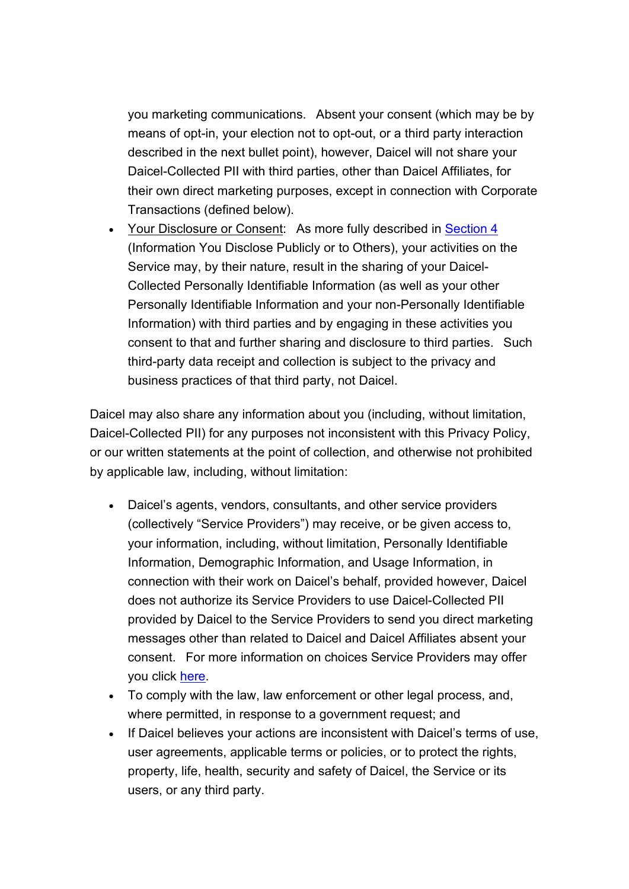you marketing communications. Absent your consent (which may be by means of opt-in, your election not to opt-out, or a third party interaction described in the next bullet point), however, Daicel will not share your Daicel-Collected PII with third parties, other than Daicel Affiliates, for their own direct marketing purposes, except in connection with Corporate Transactions (defined below).

- Your Disclosure or Consent: As more fully described in [Section 4](#) (Information You Disclose Publicly or to Others), your activities on the Service may, by their nature, result in the sharing of your Daicel-Collected Personally Identifiable Information (as well as your other Personally Identifiable Information and your non-Personally Identifiable Information) with third parties and by engaging in these activities you consent to that and further sharing and disclosure to third parties. Such third-party data receipt and collection is subject to the privacy and business practices of that third party, not Daicel.

Daicel may also share any information about you (including, without limitation, Daicel-Collected PII) for any purposes not inconsistent with this Privacy Policy, or our written statements at the point of collection, and otherwise not prohibited by applicable law, including, without limitation:

- Daicel's agents, vendors, consultants, and other service providers (collectively "Service Providers") may receive, or be given access to, your information, including, without limitation, Personally Identifiable Information, Demographic Information, and Usage Information, in connection with their work on Daicel's behalf, provided however, Daicel does not authorize its Service Providers to use Daicel-Collected PII provided by Daicel to the Service Providers to send you direct marketing messages other than related to Daicel and Daicel Affiliates absent your consent. For more information on choices Service Providers may offer you click [here](#).
- To comply with the law, law enforcement or other legal process, and, where permitted, in response to a government request; and
- If Daicel believes your actions are inconsistent with Daicel's terms of use, user agreements, applicable terms or policies, or to protect the rights, property, life, health, security and safety of Daicel, the Service or its users, or any third party.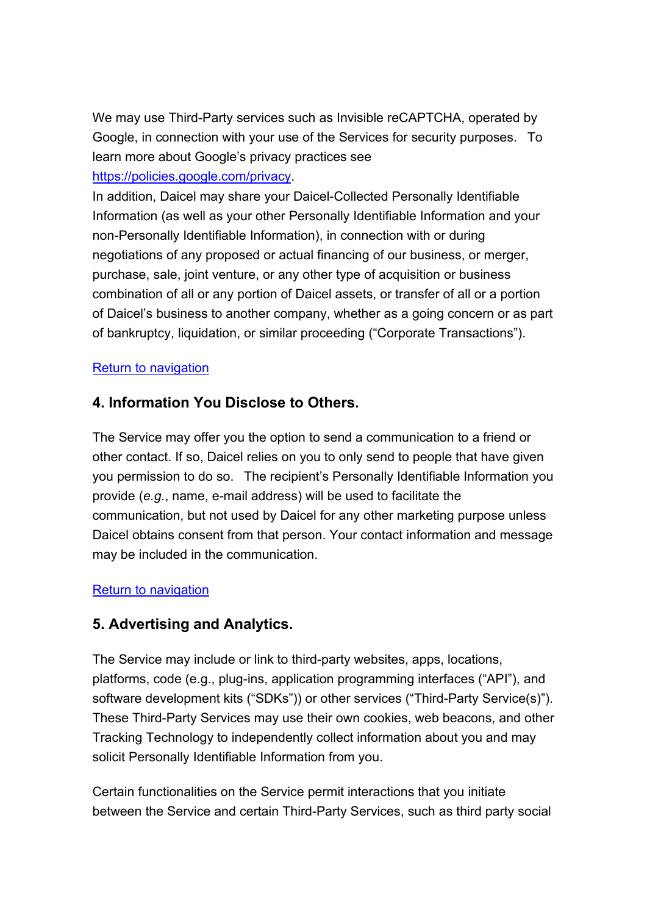We may use Third-Party services such as Invisible reCAPTCHA, operated by Google, in connection with your use of the Services for security purposes. To learn more about Google's privacy practices see [https://policies.google.com/privacy](https://policies.google.com/privacy).

In addition, Daicel may share your Daicel-Collected Personally Identifiable Information (as well as your other Personally Identifiable Information and your non-Personally Identifiable Information), in connection with or during negotiations of any proposed or actual financing of our business, or merger, purchase, sale, joint venture, or any other type of acquisition or business combination of all or any portion of Daicel assets, or transfer of all or a portion of Daicel's business to another company, whether as a going concern or as part of bankruptcy, liquidation, or similar proceeding ("Corporate Transactions").

Return to navigation

## 4. Information You Disclose to Others.

The Service may offer you the option to send a communication to a friend or other contact. If so, Daicel relies on you to only send to people that have given you permission to do so. The recipient's Personally Identifiable Information you provide (*e.g.*, name, e-mail address) will be used to facilitate the communication, but not used by Daicel for any other marketing purpose unless Daicel obtains consent from that person. Your contact information and message may be included in the communication.

Return to navigation

## 5. Advertising and Analytics.

The Service may include or link to third-party websites, apps, locations, platforms, code (e.g., plug-ins, application programming interfaces ("API"), and software development kits ("SDKs")) or other services ("Third-Party Service(s)"). These Third-Party Services may use their own cookies, web beacons, and other Tracking Technology to independently collect information about you and may solicit Personally Identifiable Information from you.

Certain functionalities on the Service permit interactions that you initiate between the Service and certain Third-Party Services, such as third party social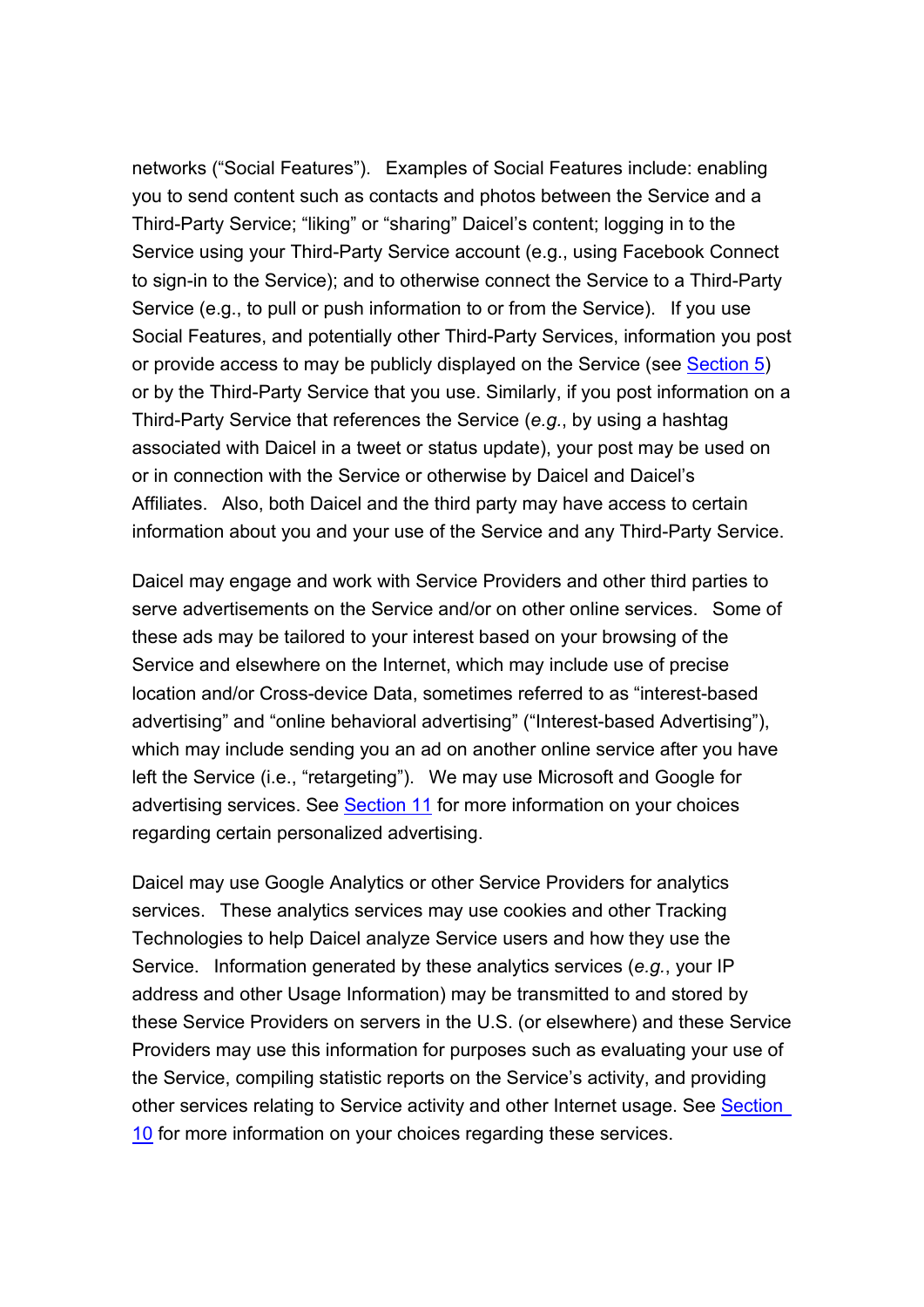networks ("Social Features"). Examples of Social Features include: enabling you to send content such as contacts and photos between the Service and a Third-Party Service; "liking" or "sharing" Daicel's content; logging in to the Service using your Third-Party Service account (e.g., using Facebook Connect to sign-in to the Service); and to otherwise connect the Service to a Third-Party Service (e.g., to pull or push information to or from the Service). If you use Social Features, and potentially other Third-Party Services, information you post or provide access to may be publicly displayed on the Service (see Section 5) or by the Third-Party Service that you use. Similarly, if you post information on a Third-Party Service that references the Service (*e.g.*, by using a hashtag associated with Daicel in a tweet or status update), your post may be used on or in connection with the Service or otherwise by Daicel and Daicel's Affiliates. Also, both Daicel and the third party may have access to certain information about you and your use of the Service and any Third-Party Service.

Daicel may engage and work with Service Providers and other third parties to serve advertisements on the Service and/or on other online services. Some of these ads may be tailored to your interest based on your browsing of the Service and elsewhere on the Internet, which may include use of precise location and/or Cross-device Data, sometimes referred to as "interest-based advertising" and "online behavioral advertising" ("Interest-based Advertising"), which may include sending you an ad on another online service after you have left the Service (i.e., "retargeting"). We may use Microsoft and Google for advertising services. See Section 11 for more information on your choices regarding certain personalized advertising.

Daicel may use Google Analytics or other Service Providers for analytics services. These analytics services may use cookies and other Tracking Technologies to help Daicel analyze Service users and how they use the Service. Information generated by these analytics services (*e.g.*, your IP address and other Usage Information) may be transmitted to and stored by these Service Providers on servers in the U.S. (or elsewhere) and these Service Providers may use this information for purposes such as evaluating your use of the Service, compiling statistic reports on the Service's activity, and providing other services relating to Service activity and other Internet usage. See Section 10 for more information on your choices regarding these services.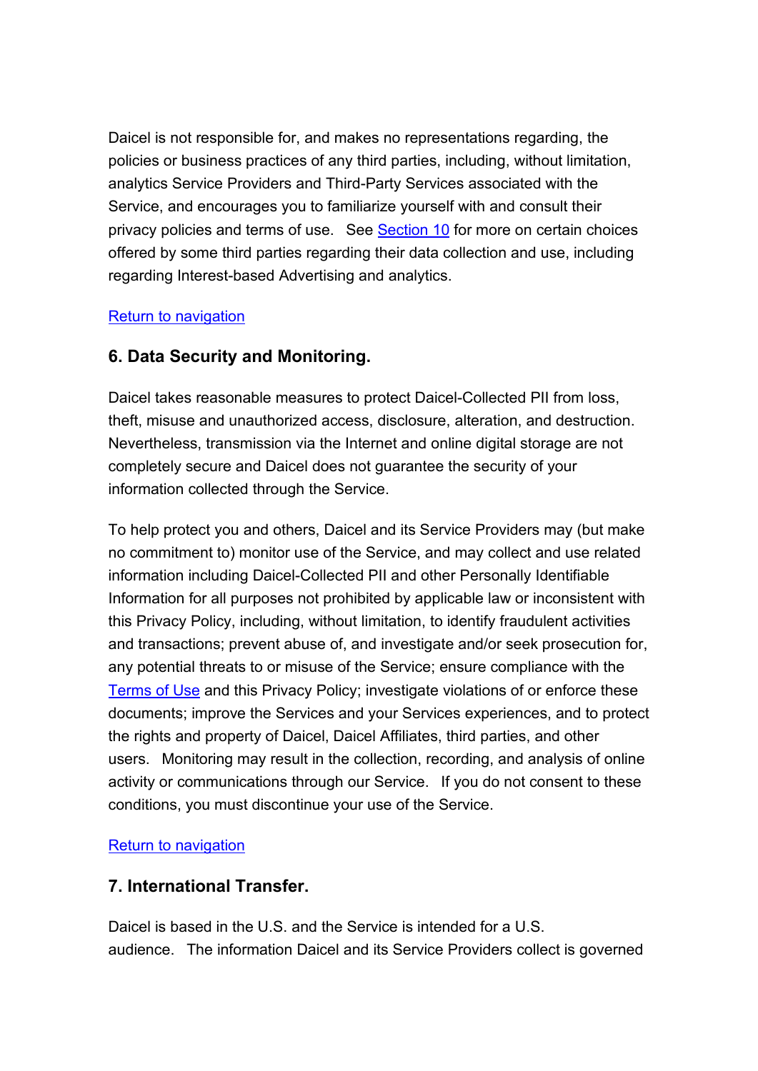Daicel is not responsible for, and makes no representations regarding, the policies or business practices of any third parties, including, without limitation, analytics Service Providers and Third-Party Services associated with the Service, and encourages you to familiarize yourself with and consult their privacy policies and terms of use. See Section 10 for more on certain choices offered by some third parties regarding their data collection and use, including regarding Interest-based Advertising and analytics.

Return to navigation

## 6. Data Security and Monitoring.

Daicel takes reasonable measures to protect Daicel-Collected PII from loss, theft, misuse and unauthorized access, disclosure, alteration, and destruction. Nevertheless, transmission via the Internet and online digital storage are not completely secure and Daicel does not guarantee the security of your information collected through the Service.

To help protect you and others, Daicel and its Service Providers may (but make no commitment to) monitor use of the Service, and may collect and use related information including Daicel-Collected PII and other Personally Identifiable Information for all purposes not prohibited by applicable law or inconsistent with this Privacy Policy, including, without limitation, to identify fraudulent activities and transactions; prevent abuse of, and investigate and/or seek prosecution for, any potential threats to or misuse of the Service; ensure compliance with the Terms of Use and this Privacy Policy; investigate violations of or enforce these documents; improve the Services and your Services experiences, and to protect the rights and property of Daicel, Daicel Affiliates, third parties, and other users. Monitoring may result in the collection, recording, and analysis of online activity or communications through our Service. If you do not consent to these conditions, you must discontinue your use of the Service.

Return to navigation

## 7. International Transfer.

Daicel is based in the U.S. and the Service is intended for a U.S. audience. The information Daicel and its Service Providers collect is governed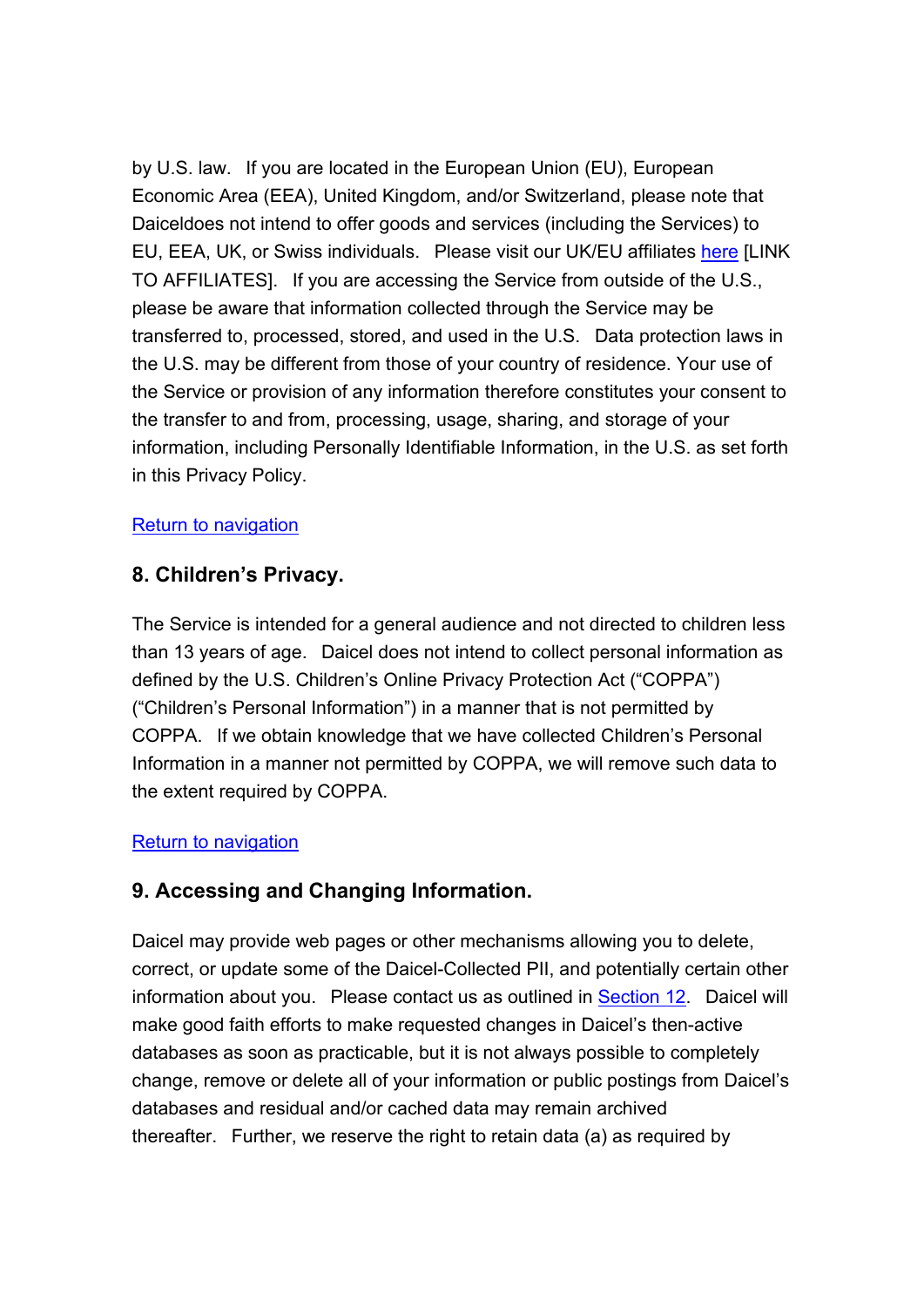by U.S. law. If you are located in the European Union (EU), European Economic Area (EEA), United Kingdom, and/or Switzerland, please note that Daiceldoes not intend to offer goods and services (including the Services) to EU, EEA, UK, or Swiss individuals. Please visit our UK/EU affiliates here [LINK TO AFFILIATES]. If you are accessing the Service from outside of the U.S., please be aware that information collected through the Service may be transferred to, processed, stored, and used in the U.S. Data protection laws in the U.S. may be different from those of your country of residence. Your use of the Service or provision of any information therefore constitutes your consent to the transfer to and from, processing, usage, sharing, and storage of your information, including Personally Identifiable Information, in the U.S. as set forth in this Privacy Policy.

Return to navigation

## 8. Children's Privacy.

The Service is intended for a general audience and not directed to children less than 13 years of age. Daicel does not intend to collect personal information as defined by the U.S. Children's Online Privacy Protection Act ("COPPA") ("Children's Personal Information") in a manner that is not permitted by COPPA. If we obtain knowledge that we have collected Children's Personal Information in a manner not permitted by COPPA, we will remove such data to the extent required by COPPA.

Return to navigation

## 9. Accessing and Changing Information.

Daicel may provide web pages or other mechanisms allowing you to delete, correct, or update some of the Daicel-Collected PII, and potentially certain other information about you. Please contact us as outlined in Section 12. Daicel will make good faith efforts to make requested changes in Daicel's then-active databases as soon as practicable, but it is not always possible to completely change, remove or delete all of your information or public postings from Daicel's databases and residual and/or cached data may remain archived thereafter. Further, we reserve the right to retain data (a) as required by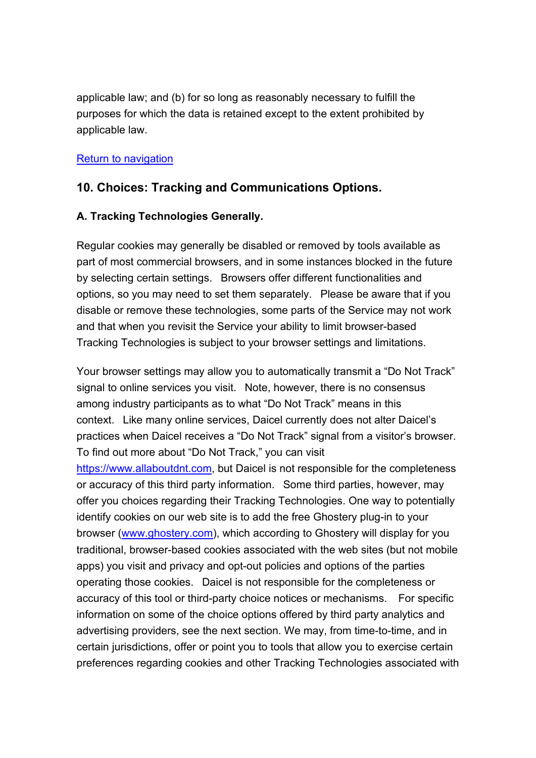applicable law; and (b) for so long as reasonably necessary to fulfill the purposes for which the data is retained except to the extent prohibited by applicable law.

[Return to navigation]

## 10. Choices: Tracking and Communications Options.

### A. Tracking Technologies Generally.

Regular cookies may generally be disabled or removed by tools available as part of most commercial browsers, and in some instances blocked in the future by selecting certain settings. Browsers offer different functionalities and options, so you may need to set them separately. Please be aware that if you disable or remove these technologies, some parts of the Service may not work and that when you revisit the Service your ability to limit browser-based Tracking Technologies is subject to your browser settings and limitations.

Your browser settings may allow you to automatically transmit a "Do Not Track" signal to online services you visit. Note, however, there is no consensus among industry participants as to what "Do Not Track" means in this context. Like many online services, Daicel currently does not alter Daicel's practices when Daicel receives a "Do Not Track" signal from a visitor's browser. To find out more about "Do Not Track," you can visit https://www.allaboutdnt.com, but Daicel is not responsible for the completeness or accuracy of this third party information. Some third parties, however, may offer you choices regarding their Tracking Technologies. One way to potentially identify cookies on our web site is to add the free Ghostery plug-in to your browser (www.ghostery.com), which according to Ghostery will display for you traditional, browser-based cookies associated with the web sites (but not mobile apps) you visit and privacy and opt-out policies and options of the parties operating those cookies. Daicel is not responsible for the completeness or accuracy of this tool or third-party choice notices or mechanisms. For specific information on some of the choice options offered by third party analytics and advertising providers, see the next section. We may, from time-to-time, and in certain jurisdictions, offer or point you to tools that allow you to exercise certain preferences regarding cookies and other Tracking Technologies associated with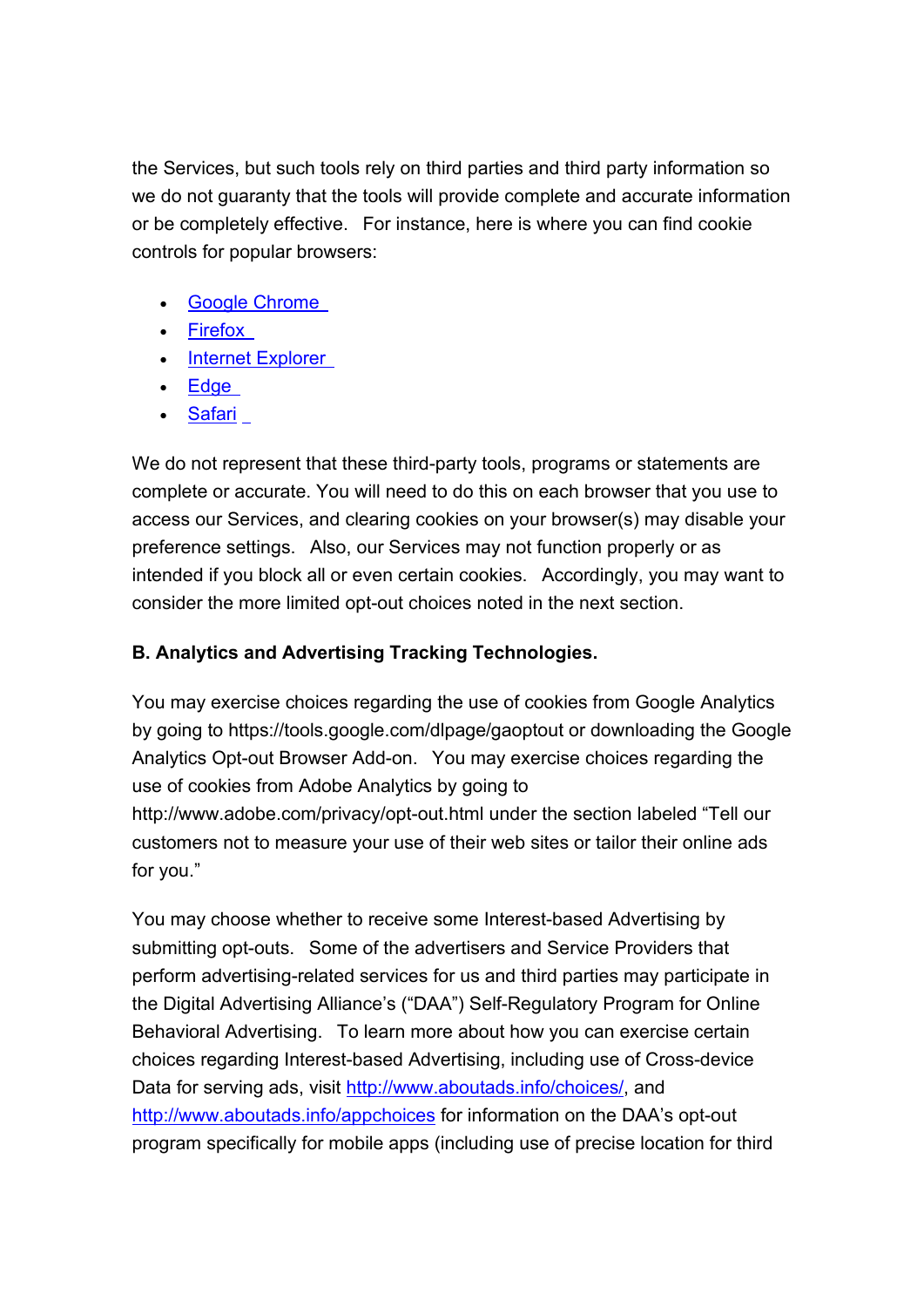the Services, but such tools rely on third parties and third party information so we do not guaranty that the tools will provide complete and accurate information or be completely effective. For instance, here is where you can find cookie controls for popular browsers:

- Google Chrome
- Firefox
- Internet Explorer
- Edge
- Safari

We do not represent that these third-party tools, programs or statements are complete or accurate. You will need to do this on each browser that you use to access our Services, and clearing cookies on your browser(s) may disable your preference settings. Also, our Services may not function properly or as intended if you block all or even certain cookies. Accordingly, you may want to consider the more limited opt-out choices noted in the next section.

**B. Analytics and Advertising Tracking Technologies.**

You may exercise choices regarding the use of cookies from Google Analytics by going to https://tools.google.com/dlpage/gaoptout or downloading the Google Analytics Opt-out Browser Add-on. You may exercise choices regarding the use of cookies from Adobe Analytics by going to http://www.adobe.com/privacy/opt-out.html under the section labeled "Tell our customers not to measure your use of their web sites or tailor their online ads for you."

You may choose whether to receive some Interest-based Advertising by submitting opt-outs. Some of the advertisers and Service Providers that perform advertising-related services for us and third parties may participate in the Digital Advertising Alliance's ("DAA") Self-Regulatory Program for Online Behavioral Advertising. To learn more about how you can exercise certain choices regarding Interest-based Advertising, including use of Cross-device Data for serving ads, visit http://www.aboutads.info/choices/, and http://www.aboutads.info/appchoices for information on the DAA's opt-out program specifically for mobile apps (including use of precise location for third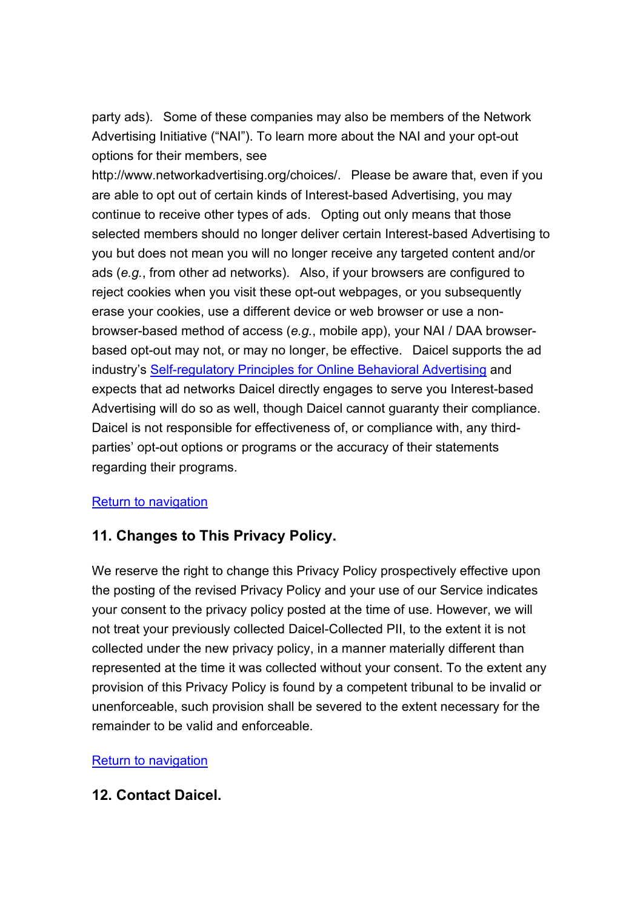party ads). Some of these companies may also be members of the Network Advertising Initiative ("NAI"). To learn more about the NAI and your opt-out options for their members, see http://www.networkadvertising.org/choices/. Please be aware that, even if you are able to opt out of certain kinds of Interest-based Advertising, you may continue to receive other types of ads. Opting out only means that those selected members should no longer deliver certain Interest-based Advertising to you but does not mean you will no longer receive any targeted content and/or ads (*e.g.*, from other ad networks). Also, if your browsers are configured to reject cookies when you visit these opt-out webpages, or you subsequently erase your cookies, use a different device or web browser or use a non-browser-based method of access (*e.g.*, mobile app), your NAI / DAA browser-based opt-out may not, or may no longer, be effective. Daicel supports the ad industry's Self-regulatory Principles for Online Behavioral Advertising and expects that ad networks Daicel directly engages to serve you Interest-based Advertising will do so as well, though Daicel cannot guaranty their compliance. Daicel is not responsible for effectiveness of, or compliance with, any third-parties' opt-out options or programs or the accuracy of their statements regarding their programs.

Return to navigation

## 11. Changes to This Privacy Policy.

We reserve the right to change this Privacy Policy prospectively effective upon the posting of the revised Privacy Policy and your use of our Service indicates your consent to the privacy policy posted at the time of use. However, we will not treat your previously collected Daicel-Collected PII, to the extent it is not collected under the new privacy policy, in a manner materially different than represented at the time it was collected without your consent. To the extent any provision of this Privacy Policy is found by a competent tribunal to be invalid or unenforceable, such provision shall be severed to the extent necessary for the remainder to be valid and enforceable.

Return to navigation

## 12. Contact Daicel.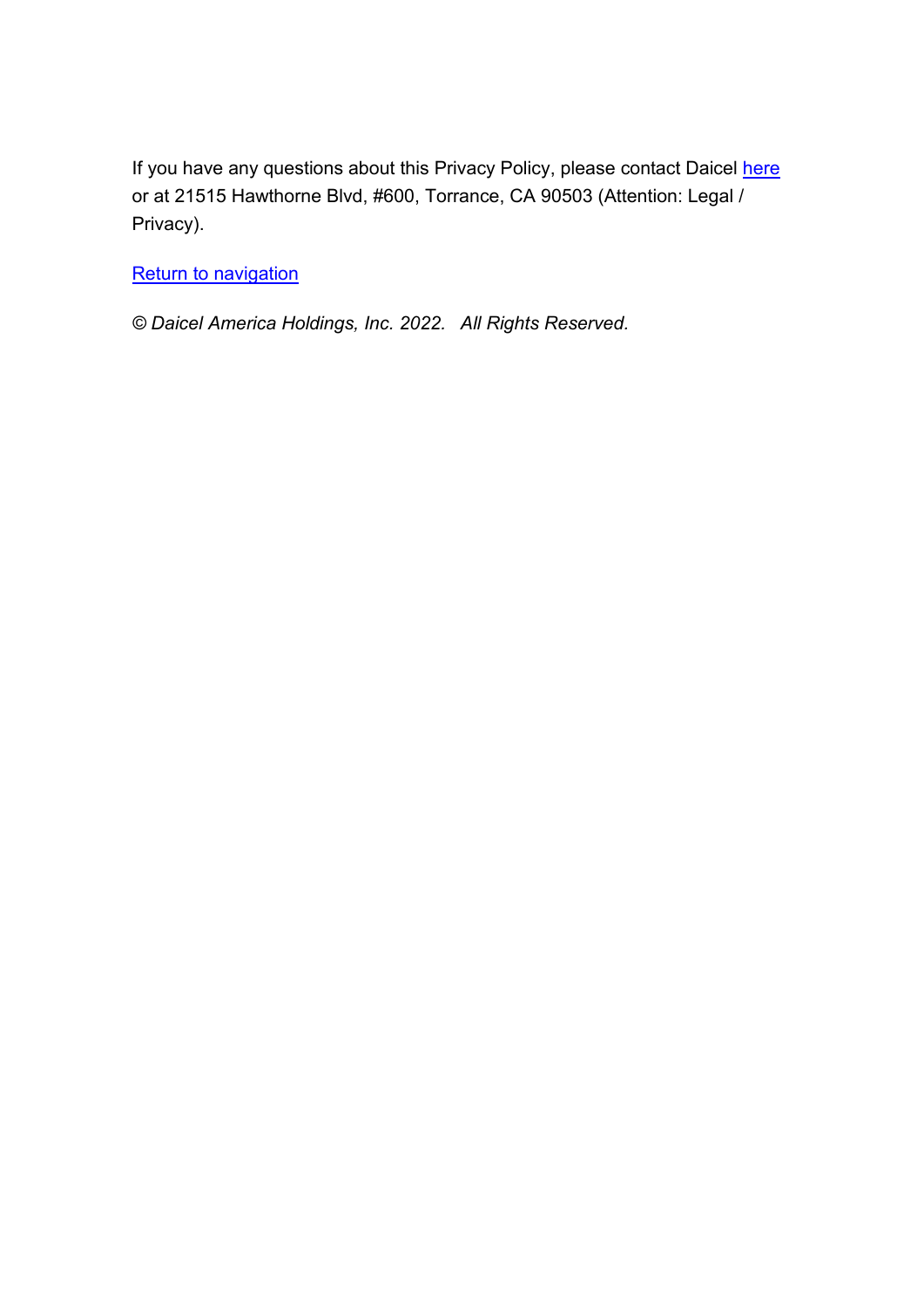If you have any questions about this Privacy Policy, please contact Daicel here or at 21515 Hawthorne Blvd, #600, Torrance, CA 90503 (Attention: Legal / Privacy).

Return to navigation

*© Daicel America Holdings, Inc. 2022.   All Rights Reserved.*